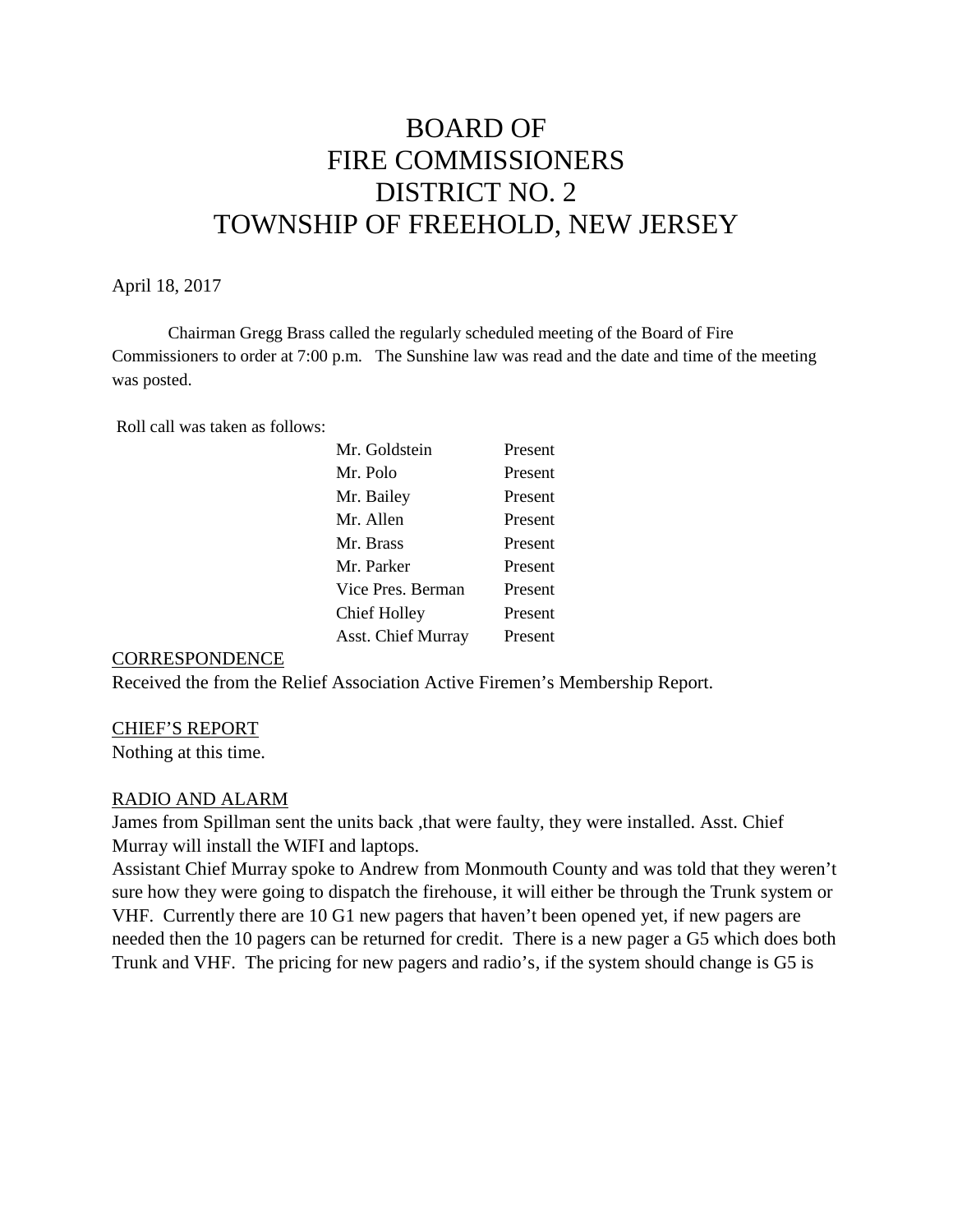# BOARD OF FIRE COMMISSIONERS DISTRICT NO. 2 TOWNSHIP OF FREEHOLD, NEW JERSEY

April 18, 2017

Chairman Gregg Brass called the regularly scheduled meeting of the Board of Fire Commissioners to order at 7:00 p.m. The Sunshine law was read and the date and time of the meeting was posted.

Roll call was taken as follows:

| | |
|---|---|
| Mr. Goldstein | Present |
| Mr. Polo | Present |
| Mr. Bailey | Present |
| Mr. Allen | Present |
| Mr. Brass | Present |
| Mr. Parker | Present |
| Vice Pres. Berman | Present |
| Chief Holley | Present |
| Asst. Chief Murray | Present |

CORRESPONDENCE

Received the from the Relief Association Active Firemen's Membership Report.

CHIEF'S REPORT

Nothing at this time.

RADIO AND ALARM

James from Spillman sent the units back ,that were faulty, they were installed. Asst. Chief Murray will install the WIFI and laptops.

Assistant Chief Murray spoke to Andrew from Monmouth County and was told that they weren't sure how they were going to dispatch the firehouse, it will either be through the Trunk system or VHF. Currently there are 10 G1 new pagers that haven't been opened yet, if new pagers are needed then the 10 pagers can be returned for credit. There is a new pager a G5 which does both Trunk and VHF. The pricing for new pagers and radio's, if the system should change is G5 is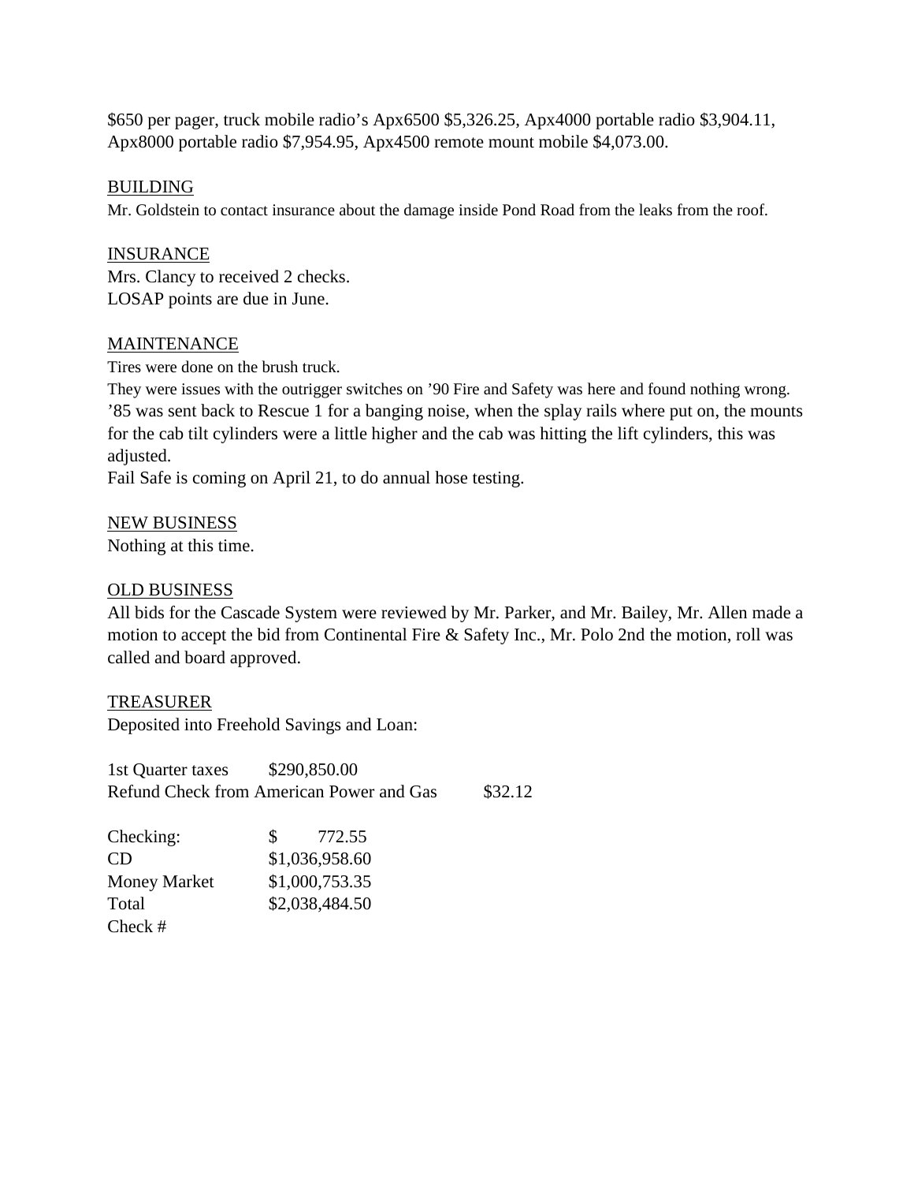$650 per pager, truck mobile radio's Apx6500 $5,326.25, Apx4000 portable radio $3,904.11, Apx8000 portable radio $7,954.95, Apx4500 remote mount mobile $4,073.00.

<u>BUILDING</u>

Mr. Goldstein to contact insurance about the damage inside Pond Road from the leaks from the roof.

<u>INSURANCE</u>

Mrs. Clancy to received 2 checks.
LOSAP points are due in June.

<u>MAINTENANCE</u>

Tires were done on the brush truck.
They were issues with the outrigger switches on '90 Fire and Safety was here and found nothing wrong.
'85 was sent back to Rescue 1 for a banging noise, when the splay rails where put on, the mounts for the cab tilt cylinders were a little higher and the cab was hitting the lift cylinders, this was adjusted.
Fail Safe is coming on April 21, to do annual hose testing.

<u>NEW BUSINESS</u>

Nothing at this time.

<u>OLD BUSINESS</u>

All bids for the Cascade System were reviewed by Mr. Parker, and Mr. Bailey, Mr. Allen made a motion to accept the bid from Continental Fire & Safety Inc., Mr. Polo 2nd the motion, roll was called and board approved.

<u>TREASURER</u>

Deposited into Freehold Savings and Loan:

| | |
|---|---|
| 1st Quarter taxes | $290,850.00 |
| Refund Check from American Power and Gas | $32.12 |

| | |
|---|---|
| Checking: | $ 772.55 |
| CD | $1,036,958.60 |
| Money Market | $1,000,753.35 |
| Total | $2,038,484.50 |
| Check # | |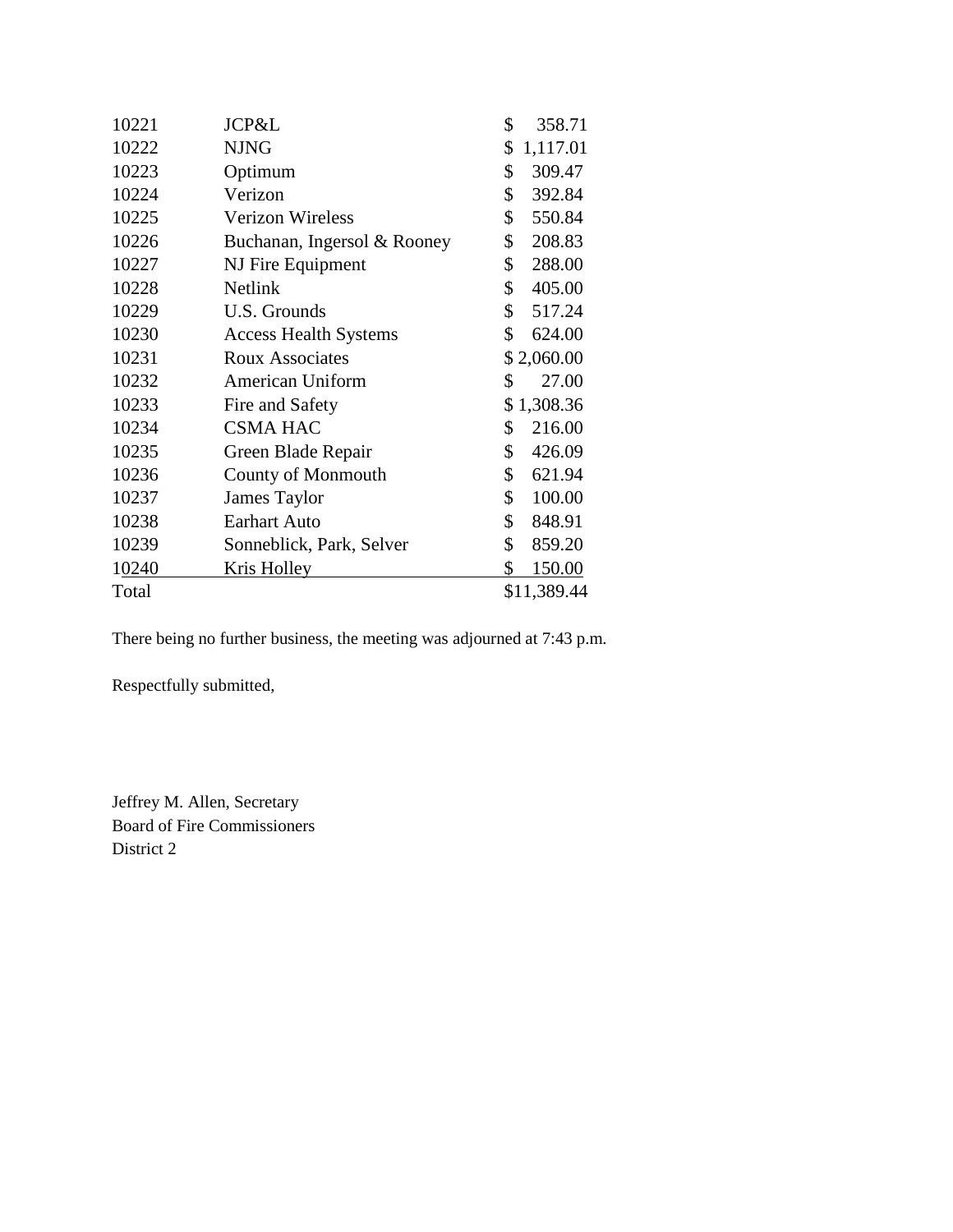| | | |
|---|---|---|
| 10221 | JCP&L | $ 358.71 |
| 10222 | NJNG | $ 1,117.01 |
| 10223 | Optimum | $ 309.47 |
| 10224 | Verizon | $ 392.84 |
| 10225 | Verizon Wireless | $ 550.84 |
| 10226 | Buchanan, Ingersol & Rooney | $ 208.83 |
| 10227 | NJ Fire Equipment | $ 288.00 |
| 10228 | Netlink | $ 405.00 |
| 10229 | U.S. Grounds | $ 517.24 |
| 10230 | Access Health Systems | $ 624.00 |
| 10231 | Roux Associates | $ 2,060.00 |
| 10232 | American Uniform | $ 27.00 |
| 10233 | Fire and Safety | $ 1,308.36 |
| 10234 | CSMA HAC | $ 216.00 |
| 10235 | Green Blade Repair | $ 426.09 |
| 10236 | County of Monmouth | $ 621.94 |
| 10237 | James Taylor | $ 100.00 |
| 10238 | Earhart Auto | $ 848.91 |
| 10239 | Sonneblick, Park, Selver | $ 859.20 |
| 10240 | Kris Holley | $ 150.00 |
| Total | | $11,389.44 |

There being no further business, the meeting was adjourned at 7:43 p.m.

Respectfully submitted,

Jeffrey M. Allen, Secretary
Board of Fire Commissioners
District 2